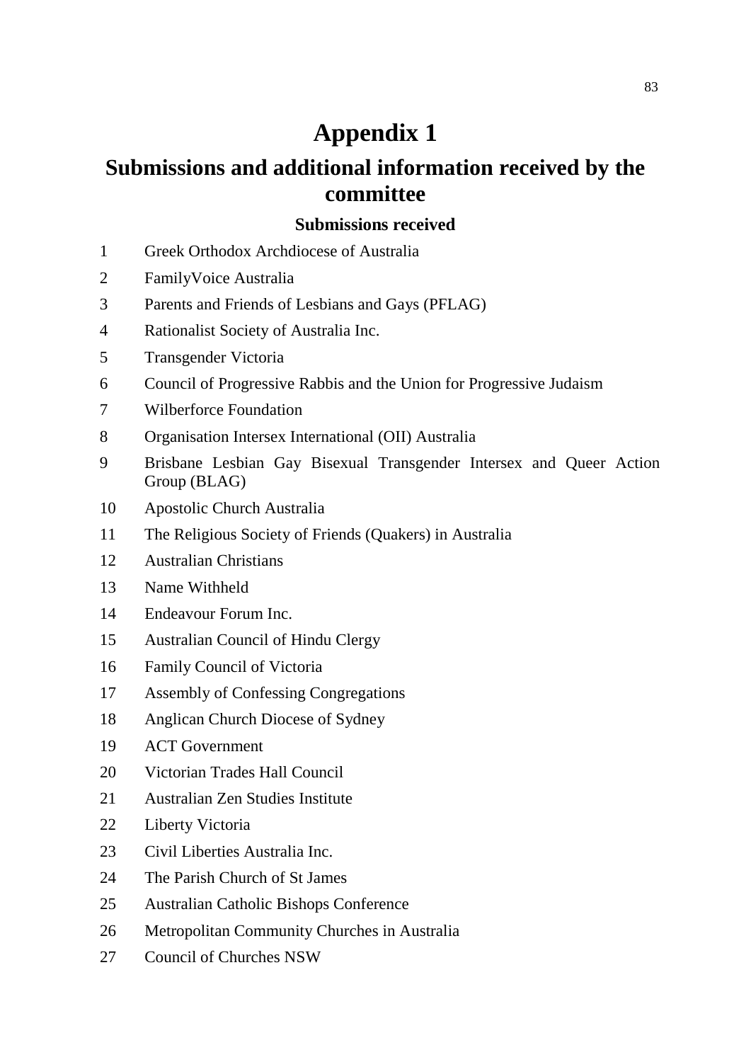# Appendix 1

## Submissions and additional information received by the committee

### Submissions received

1 Greek Orthodox Archdiocese of Australia

2 FamilyVoice Australia

3 Parents and Friends of Lesbians and Gays (PFLAG)

4 Rationalist Society of Australia Inc.

5 Transgender Victoria

6 Council of Progressive Rabbis and the Union for Progressive Judaism

7 Wilberforce Foundation

8 Organisation Intersex International (OII) Australia

9 Brisbane Lesbian Gay Bisexual Transgender Intersex and Queer Action Group (BLAG)

10 Apostolic Church Australia

11 The Religious Society of Friends (Quakers) in Australia

12 Australian Christians

13 Name Withheld

14 Endeavour Forum Inc.

15 Australian Council of Hindu Clergy

16 Family Council of Victoria

17 Assembly of Confessing Congregations

18 Anglican Church Diocese of Sydney

19 ACT Government

20 Victorian Trades Hall Council

21 Australian Zen Studies Institute

22 Liberty Victoria

23 Civil Liberties Australia Inc.

24 The Parish Church of St James

25 Australian Catholic Bishops Conference

26 Metropolitan Community Churches in Australia

27 Council of Churches NSW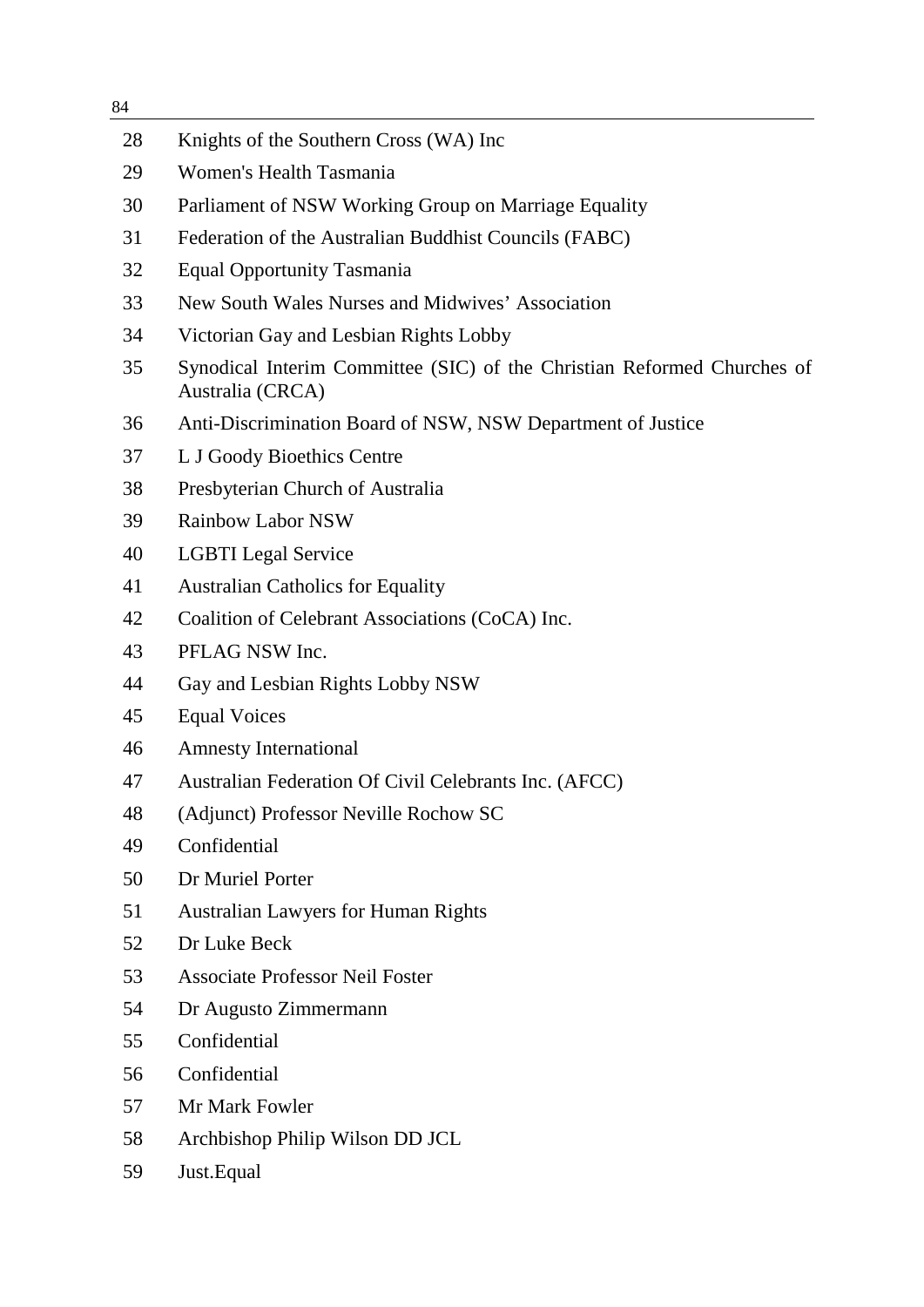| | |
|---|---|
| 28 | Knights of the Southern Cross (WA) Inc |
| 29 | Women's Health Tasmania |
| 30 | Parliament of NSW Working Group on Marriage Equality |
| 31 | Federation of the Australian Buddhist Councils (FABC) |
| 32 | Equal Opportunity Tasmania |
| 33 | New South Wales Nurses and Midwives' Association |
| 34 | Victorian Gay and Lesbian Rights Lobby |
| 35 | Synodical Interim Committee (SIC) of the Christian Reformed Churches of Australia (CRCA) |
| 36 | Anti-Discrimination Board of NSW, NSW Department of Justice |
| 37 | L J Goody Bioethics Centre |
| 38 | Presbyterian Church of Australia |
| 39 | Rainbow Labor NSW |
| 40 | LGBTI Legal Service |
| 41 | Australian Catholics for Equality |
| 42 | Coalition of Celebrant Associations (CoCA) Inc. |
| 43 | PFLAG NSW Inc. |
| 44 | Gay and Lesbian Rights Lobby NSW |
| 45 | Equal Voices |
| 46 | Amnesty International |
| 47 | Australian Federation Of Civil Celebrants Inc. (AFCC) |
| 48 | (Adjunct) Professor Neville Rochow SC |
| 49 | Confidential |
| 50 | Dr Muriel Porter |
| 51 | Australian Lawyers for Human Rights |
| 52 | Dr Luke Beck |
| 53 | Associate Professor Neil Foster |
| 54 | Dr Augusto Zimmermann |
| 55 | Confidential |
| 56 | Confidential |
| 57 | Mr Mark Fowler |
| 58 | Archbishop Philip Wilson DD JCL |
| 59 | Just.Equal |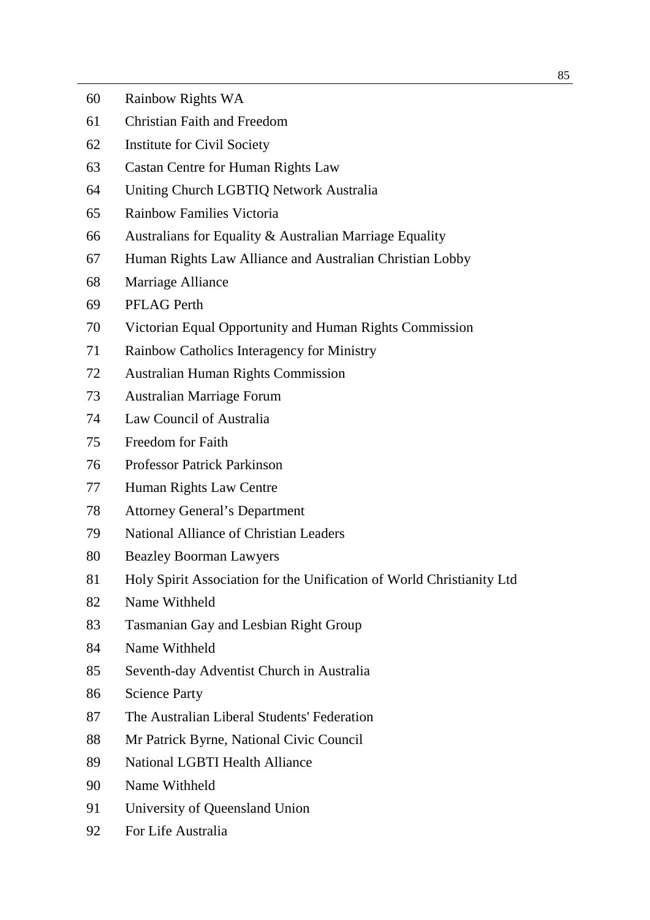| | |
|---|---|
| 60 | Rainbow Rights WA |
| 61 | Christian Faith and Freedom |
| 62 | Institute for Civil Society |
| 63 | Castan Centre for Human Rights Law |
| 64 | Uniting Church LGBTIQ Network Australia |
| 65 | Rainbow Families Victoria |
| 66 | Australians for Equality & Australian Marriage Equality |
| 67 | Human Rights Law Alliance and Australian Christian Lobby |
| 68 | Marriage Alliance |
| 69 | PFLAG Perth |
| 70 | Victorian Equal Opportunity and Human Rights Commission |
| 71 | Rainbow Catholics Interagency for Ministry |
| 72 | Australian Human Rights Commission |
| 73 | Australian Marriage Forum |
| 74 | Law Council of Australia |
| 75 | Freedom for Faith |
| 76 | Professor Patrick Parkinson |
| 77 | Human Rights Law Centre |
| 78 | Attorney General's Department |
| 79 | National Alliance of Christian Leaders |
| 80 | Beazley Boorman Lawyers |
| 81 | Holy Spirit Association for the Unification of World Christianity Ltd |
| 82 | Name Withheld |
| 83 | Tasmanian Gay and Lesbian Right Group |
| 84 | Name Withheld |
| 85 | Seventh-day Adventist Church in Australia |
| 86 | Science Party |
| 87 | The Australian Liberal Students' Federation |
| 88 | Mr Patrick Byrne, National Civic Council |
| 89 | National LGBTI Health Alliance |
| 90 | Name Withheld |
| 91 | University of Queensland Union |
| 92 | For Life Australia |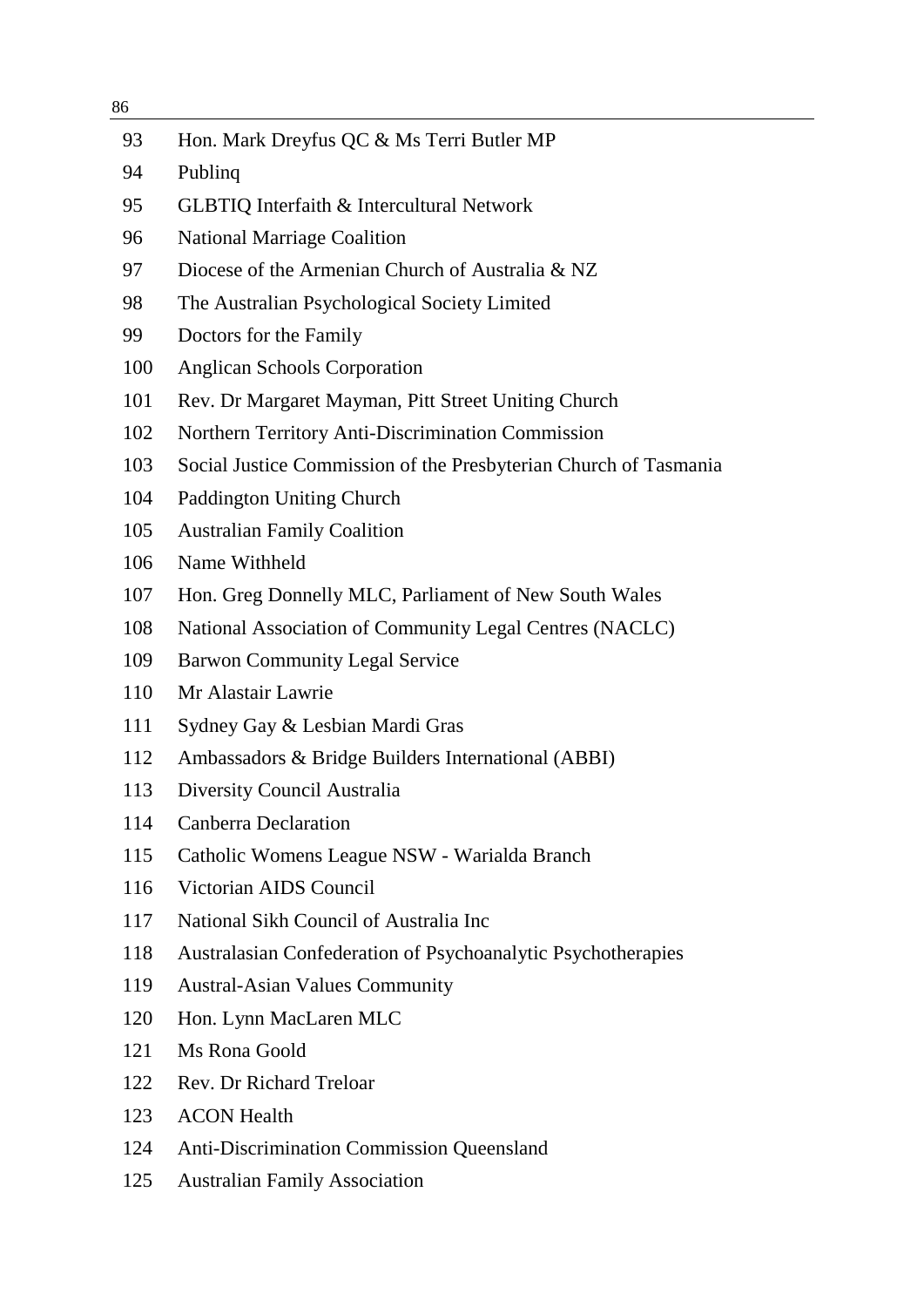| | |
|---|---|
| 93 | Hon. Mark Dreyfus QC & Ms Terri Butler MP |
| 94 | Publinq |
| 95 | GLBTIQ Interfaith & Intercultural Network |
| 96 | National Marriage Coalition |
| 97 | Diocese of the Armenian Church of Australia & NZ |
| 98 | The Australian Psychological Society Limited |
| 99 | Doctors for the Family |
| 100 | Anglican Schools Corporation |
| 101 | Rev. Dr Margaret Mayman, Pitt Street Uniting Church |
| 102 | Northern Territory Anti-Discrimination Commission |
| 103 | Social Justice Commission of the Presbyterian Church of Tasmania |
| 104 | Paddington Uniting Church |
| 105 | Australian Family Coalition |
| 106 | Name Withheld |
| 107 | Hon. Greg Donnelly MLC, Parliament of New South Wales |
| 108 | National Association of Community Legal Centres (NACLC) |
| 109 | Barwon Community Legal Service |
| 110 | Mr Alastair Lawrie |
| 111 | Sydney Gay & Lesbian Mardi Gras |
| 112 | Ambassadors & Bridge Builders International (ABBI) |
| 113 | Diversity Council Australia |
| 114 | Canberra Declaration |
| 115 | Catholic Womens League NSW - Warialda Branch |
| 116 | Victorian AIDS Council |
| 117 | National Sikh Council of Australia Inc |
| 118 | Australasian Confederation of Psychoanalytic Psychotherapies |
| 119 | Austral-Asian Values Community |
| 120 | Hon. Lynn MacLaren MLC |
| 121 | Ms Rona Goold |
| 122 | Rev. Dr Richard Treloar |
| 123 | ACON Health |
| 124 | Anti-Discrimination Commission Queensland |
| 125 | Australian Family Association |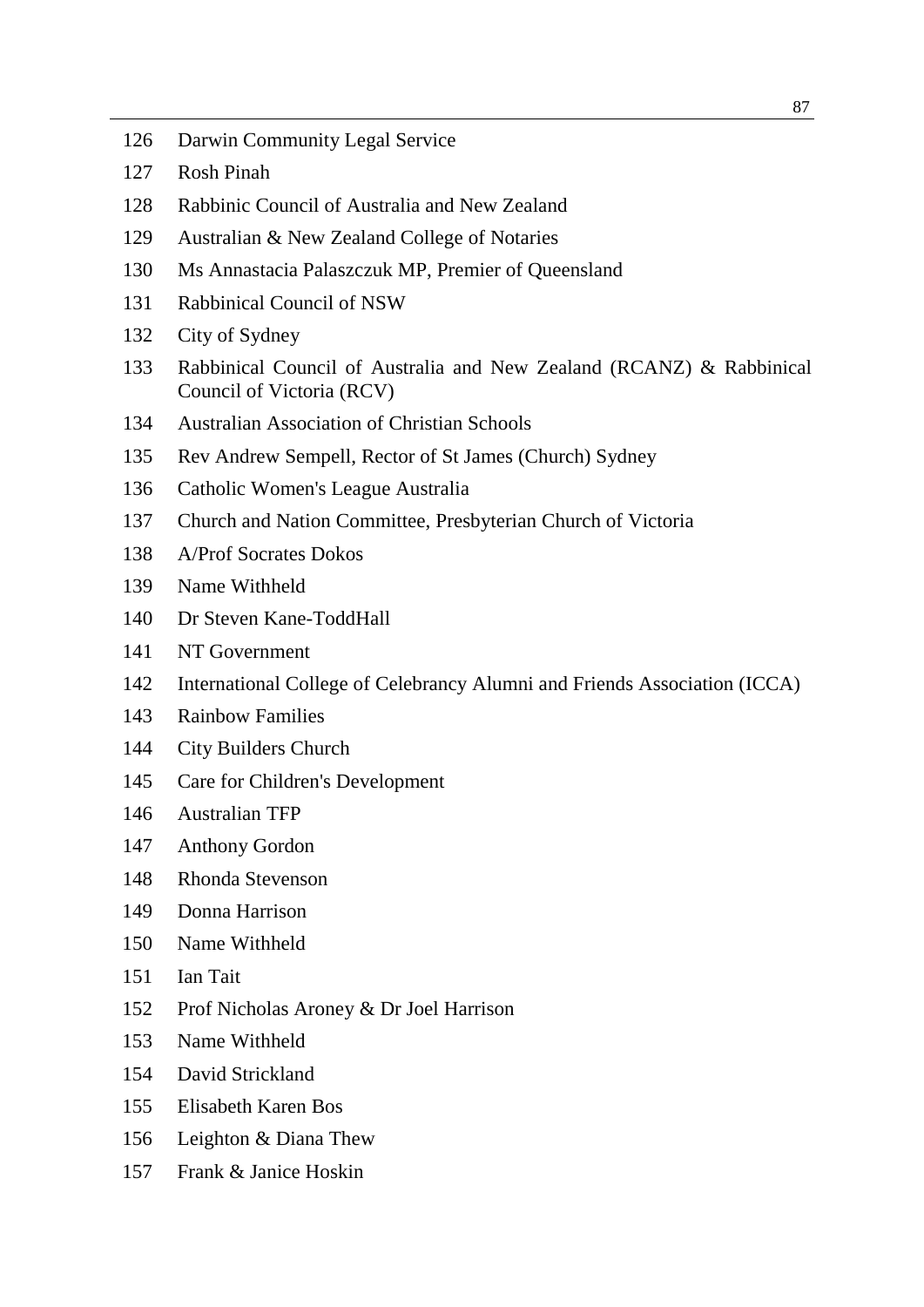| | |
|---|---|
| 126 | Darwin Community Legal Service |
| 127 | Rosh Pinah |
| 128 | Rabbinic Council of Australia and New Zealand |
| 129 | Australian & New Zealand College of Notaries |
| 130 | Ms Annastacia Palaszczuk MP, Premier of Queensland |
| 131 | Rabbinical Council of NSW |
| 132 | City of Sydney |
| 133 | Rabbinical Council of Australia and New Zealand (RCANZ) & Rabbinical Council of Victoria (RCV) |
| 134 | Australian Association of Christian Schools |
| 135 | Rev Andrew Sempell, Rector of St James (Church) Sydney |
| 136 | Catholic Women's League Australia |
| 137 | Church and Nation Committee, Presbyterian Church of Victoria |
| 138 | A/Prof Socrates Dokos |
| 139 | Name Withheld |
| 140 | Dr Steven Kane-ToddHall |
| 141 | NT Government |
| 142 | International College of Celebrancy Alumni and Friends Association (ICCA) |
| 143 | Rainbow Families |
| 144 | City Builders Church |
| 145 | Care for Children's Development |
| 146 | Australian TFP |
| 147 | Anthony Gordon |
| 148 | Rhonda Stevenson |
| 149 | Donna Harrison |
| 150 | Name Withheld |
| 151 | Ian Tait |
| 152 | Prof Nicholas Aroney & Dr Joel Harrison |
| 153 | Name Withheld |
| 154 | David Strickland |
| 155 | Elisabeth Karen Bos |
| 156 | Leighton & Diana Thew |
| 157 | Frank & Janice Hoskin |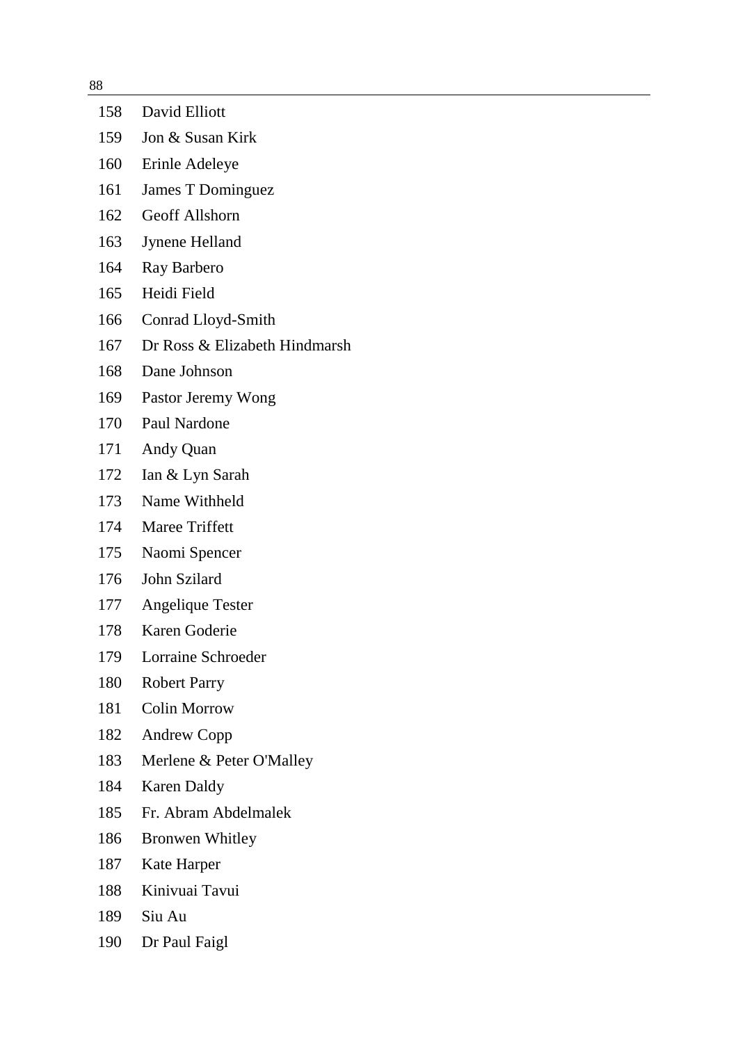| | |
|---|---|
| 158 | David Elliott |
| 159 | Jon & Susan Kirk |
| 160 | Erinle Adeleye |
| 161 | James T Dominguez |
| 162 | Geoff Allshorn |
| 163 | Jynene Helland |
| 164 | Ray Barbero |
| 165 | Heidi Field |
| 166 | Conrad Lloyd-Smith |
| 167 | Dr Ross & Elizabeth Hindmarsh |
| 168 | Dane Johnson |
| 169 | Pastor Jeremy Wong |
| 170 | Paul Nardone |
| 171 | Andy Quan |
| 172 | Ian & Lyn Sarah |
| 173 | Name Withheld |
| 174 | Maree Triffett |
| 175 | Naomi Spencer |
| 176 | John Szilard |
| 177 | Angelique Tester |
| 178 | Karen Goderie |
| 179 | Lorraine Schroeder |
| 180 | Robert Parry |
| 181 | Colin Morrow |
| 182 | Andrew Copp |
| 183 | Merlene & Peter O'Malley |
| 184 | Karen Daldy |
| 185 | Fr. Abram Abdelmalek |
| 186 | Bronwen Whitley |
| 187 | Kate Harper |
| 188 | Kinivuai Tavui |
| 189 | Siu Au |
| 190 | Dr Paul Faigl |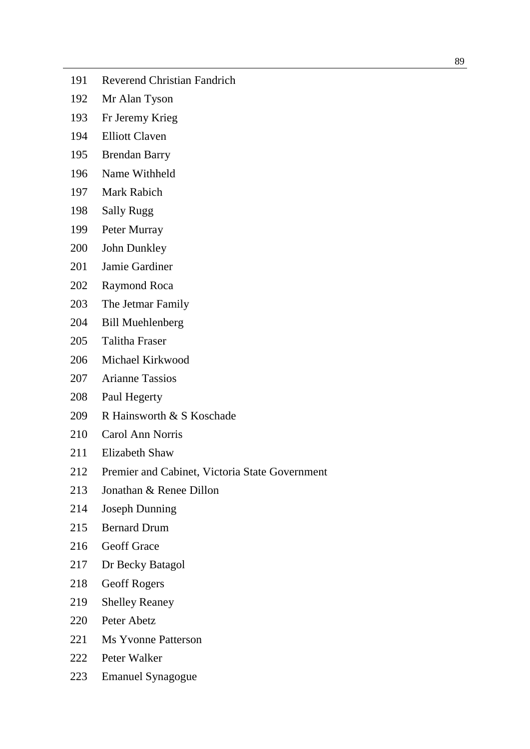| | |
|---|---|
| 191 | Reverend Christian Fandrich |
| 192 | Mr Alan Tyson |
| 193 | Fr Jeremy Krieg |
| 194 | Elliott Claven |
| 195 | Brendan Barry |
| 196 | Name Withheld |
| 197 | Mark Rabich |
| 198 | Sally Rugg |
| 199 | Peter Murray |
| 200 | John Dunkley |
| 201 | Jamie Gardiner |
| 202 | Raymond Roca |
| 203 | The Jetmar Family |
| 204 | Bill Muehlenberg |
| 205 | Talitha Fraser |
| 206 | Michael Kirkwood |
| 207 | Arianne Tassios |
| 208 | Paul Hegerty |
| 209 | R Hainsworth & S Koschade |
| 210 | Carol Ann Norris |
| 211 | Elizabeth Shaw |
| 212 | Premier and Cabinet, Victoria State Government |
| 213 | Jonathan & Renee Dillon |
| 214 | Joseph Dunning |
| 215 | Bernard Drum |
| 216 | Geoff Grace |
| 217 | Dr Becky Batagol |
| 218 | Geoff Rogers |
| 219 | Shelley Reaney |
| 220 | Peter Abetz |
| 221 | Ms Yvonne Patterson |
| 222 | Peter Walker |
| 223 | Emanuel Synagogue |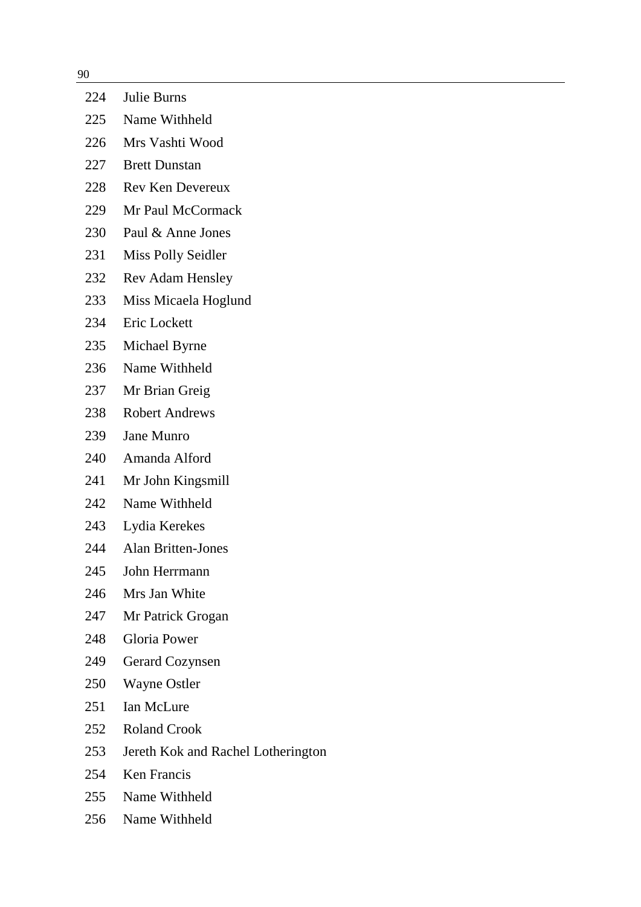224 Julie Burns

225 Name Withheld

226 Mrs Vashti Wood

227 Brett Dunstan

228 Rev Ken Devereux

229 Mr Paul McCormack

230 Paul & Anne Jones

231 Miss Polly Seidler

232 Rev Adam Hensley

233 Miss Micaela Hoglund

234 Eric Lockett

235 Michael Byrne

236 Name Withheld

237 Mr Brian Greig

238 Robert Andrews

239 Jane Munro

240 Amanda Alford

241 Mr John Kingsmill

242 Name Withheld

243 Lydia Kerekes

244 Alan Britten-Jones

245 John Herrmann

246 Mrs Jan White

247 Mr Patrick Grogan

248 Gloria Power

249 Gerard Cozynsen

250 Wayne Ostler

251 Ian McLure

252 Roland Crook

253 Jereth Kok and Rachel Lotherington

254 Ken Francis

255 Name Withheld

256 Name Withheld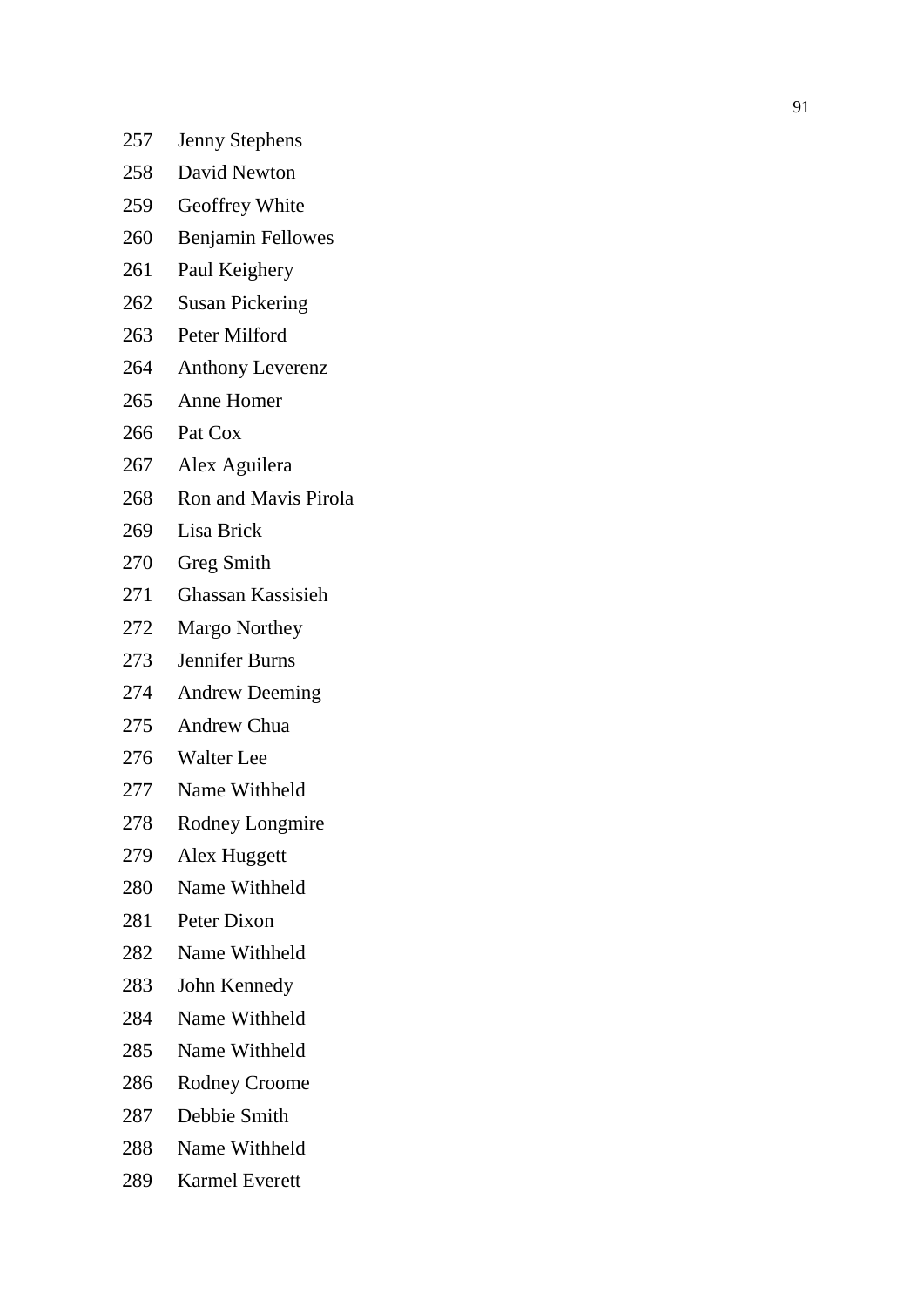| | |
|---|---|
| 257 | Jenny Stephens |
| 258 | David Newton |
| 259 | Geoffrey White |
| 260 | Benjamin Fellowes |
| 261 | Paul Keighery |
| 262 | Susan Pickering |
| 263 | Peter Milford |
| 264 | Anthony Leverenz |
| 265 | Anne Homer |
| 266 | Pat Cox |
| 267 | Alex Aguilera |
| 268 | Ron and Mavis Pirola |
| 269 | Lisa Brick |
| 270 | Greg Smith |
| 271 | Ghassan Kassisieh |
| 272 | Margo Northey |
| 273 | Jennifer Burns |
| 274 | Andrew Deeming |
| 275 | Andrew Chua |
| 276 | Walter Lee |
| 277 | Name Withheld |
| 278 | Rodney Longmire |
| 279 | Alex Huggett |
| 280 | Name Withheld |
| 281 | Peter Dixon |
| 282 | Name Withheld |
| 283 | John Kennedy |
| 284 | Name Withheld |
| 285 | Name Withheld |
| 286 | Rodney Croome |
| 287 | Debbie Smith |
| 288 | Name Withheld |
| 289 | Karmel Everett |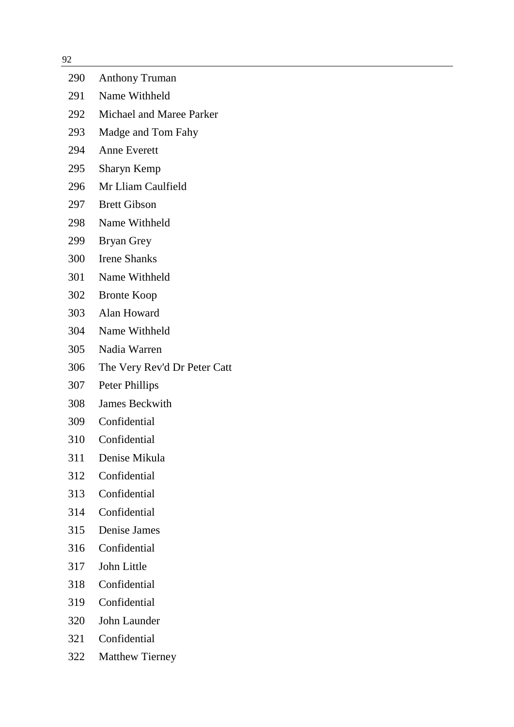| | |
|---|---|
| 290 | Anthony Truman |
| 291 | Name Withheld |
| 292 | Michael and Maree Parker |
| 293 | Madge and Tom Fahy |
| 294 | Anne Everett |
| 295 | Sharyn Kemp |
| 296 | Mr Lliam Caulfield |
| 297 | Brett Gibson |
| 298 | Name Withheld |
| 299 | Bryan Grey |
| 300 | Irene Shanks |
| 301 | Name Withheld |
| 302 | Bronte Koop |
| 303 | Alan Howard |
| 304 | Name Withheld |
| 305 | Nadia Warren |
| 306 | The Very Rev'd Dr Peter Catt |
| 307 | Peter Phillips |
| 308 | James Beckwith |
| 309 | Confidential |
| 310 | Confidential |
| 311 | Denise Mikula |
| 312 | Confidential |
| 313 | Confidential |
| 314 | Confidential |
| 315 | Denise James |
| 316 | Confidential |
| 317 | John Little |
| 318 | Confidential |
| 319 | Confidential |
| 320 | John Launder |
| 321 | Confidential |
| 322 | Matthew Tierney |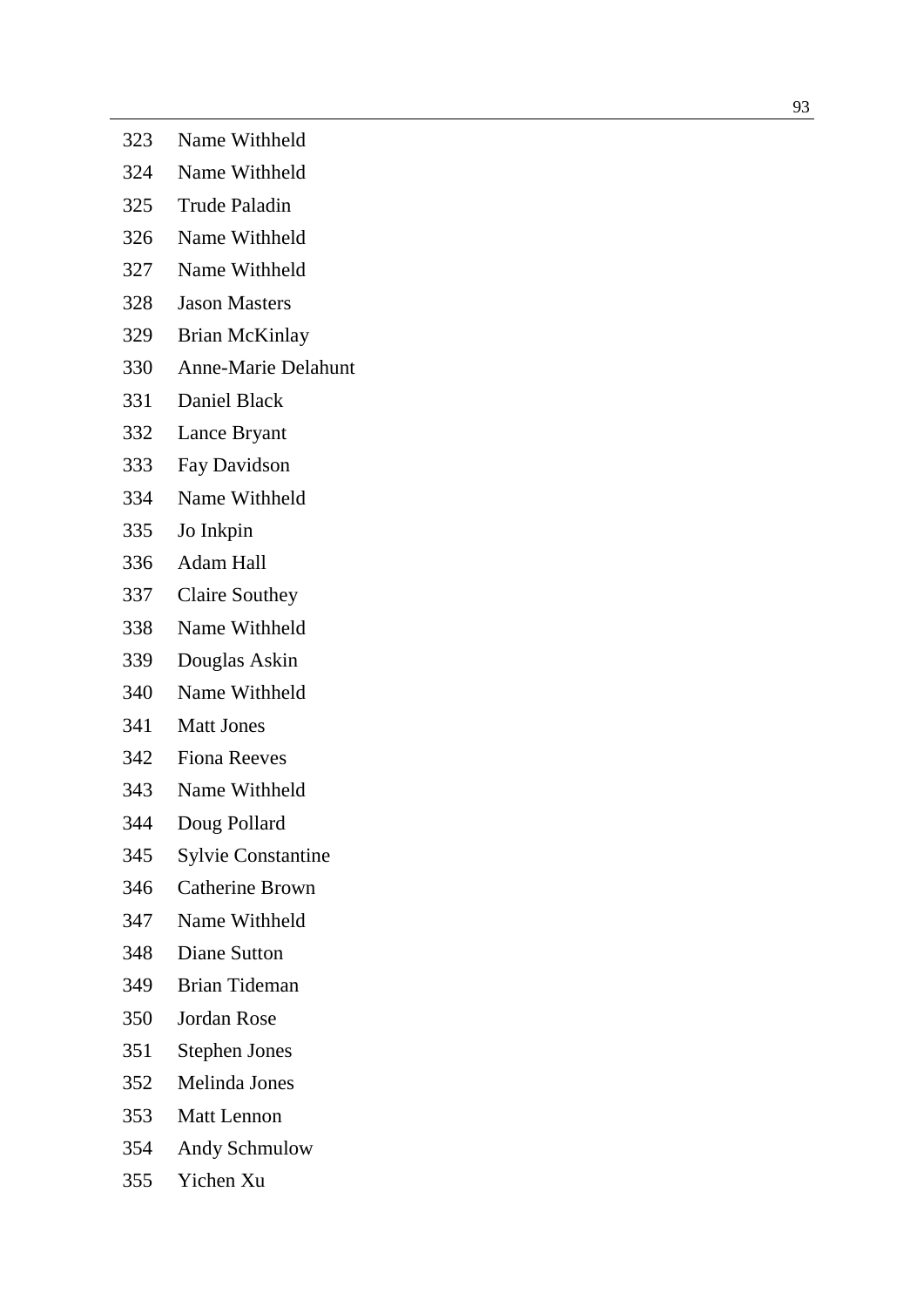323 Name Withheld

324 Name Withheld

325 Trude Paladin

326 Name Withheld

327 Name Withheld

328 Jason Masters

329 Brian McKinlay

330 Anne-Marie Delahunt

331 Daniel Black

332 Lance Bryant

333 Fay Davidson

334 Name Withheld

335 Jo Inkpin

336 Adam Hall

337 Claire Southey

338 Name Withheld

339 Douglas Askin

340 Name Withheld

341 Matt Jones

342 Fiona Reeves

343 Name Withheld

344 Doug Pollard

345 Sylvie Constantine

346 Catherine Brown

347 Name Withheld

348 Diane Sutton

349 Brian Tideman

350 Jordan Rose

351 Stephen Jones

352 Melinda Jones

353 Matt Lennon

354 Andy Schmulow

355 Yichen Xu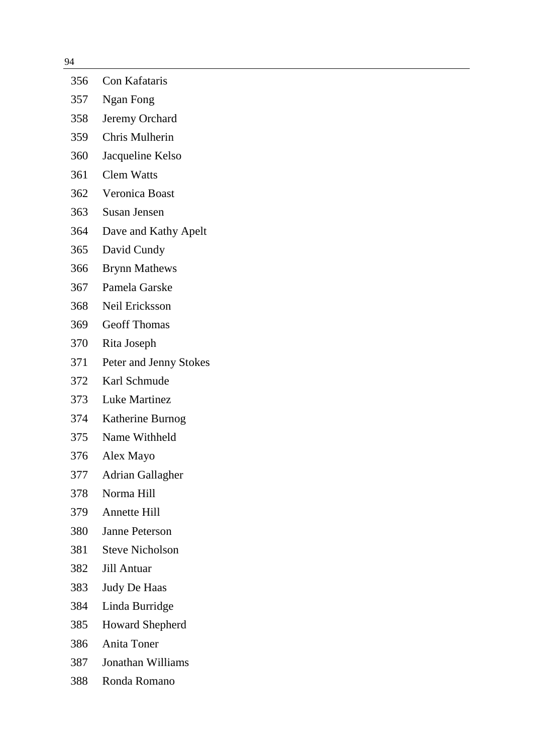| | |
|---|---|
| 356 | Con Kafataris |
| 357 | Ngan Fong |
| 358 | Jeremy Orchard |
| 359 | Chris Mulherin |
| 360 | Jacqueline Kelso |
| 361 | Clem Watts |
| 362 | Veronica Boast |
| 363 | Susan Jensen |
| 364 | Dave and Kathy Apelt |
| 365 | David Cundy |
| 366 | Brynn Mathews |
| 367 | Pamela Garske |
| 368 | Neil Ericksson |
| 369 | Geoff Thomas |
| 370 | Rita Joseph |
| 371 | Peter and Jenny Stokes |
| 372 | Karl Schmude |
| 373 | Luke Martinez |
| 374 | Katherine Burnog |
| 375 | Name Withheld |
| 376 | Alex Mayo |
| 377 | Adrian Gallagher |
| 378 | Norma Hill |
| 379 | Annette Hill |
| 380 | Janne Peterson |
| 381 | Steve Nicholson |
| 382 | Jill Antuar |
| 383 | Judy De Haas |
| 384 | Linda Burridge |
| 385 | Howard Shepherd |
| 386 | Anita Toner |
| 387 | Jonathan Williams |
| 388 | Ronda Romano |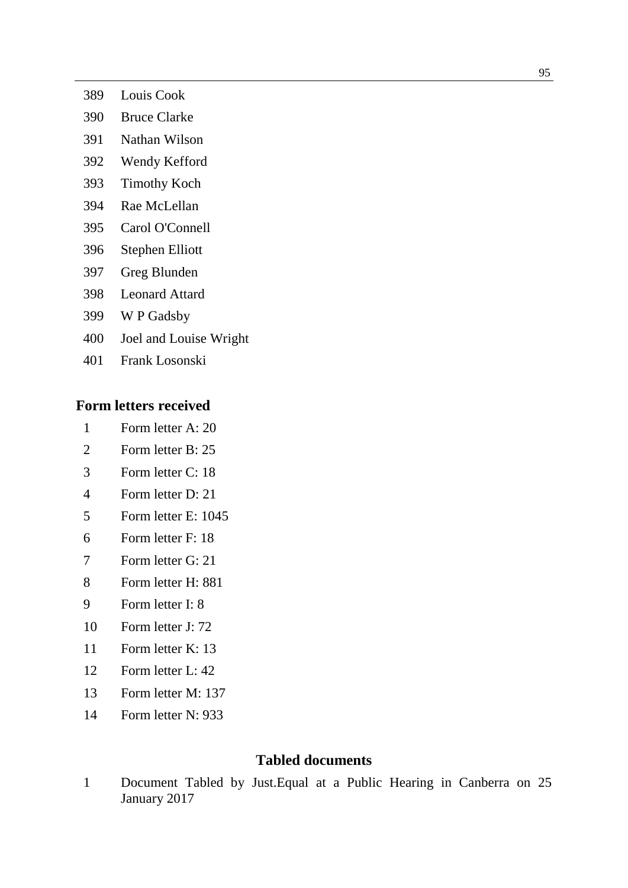389 Louis Cook

390 Bruce Clarke

391 Nathan Wilson

392 Wendy Kefford

393 Timothy Koch

394 Rae McLellan

395 Carol O'Connell

396 Stephen Elliott

397 Greg Blunden

398 Leonard Attard

399 W P Gadsby

400 Joel and Louise Wright

401 Frank Losonski

### Form letters received

1 Form letter A: 20

2 Form letter B: 25

3 Form letter C: 18

4 Form letter D: 21

5 Form letter E: 1045

6 Form letter F: 18

7 Form letter G: 21

8 Form letter H: 881

9 Form letter I: 8

10 Form letter J: 72

11 Form letter K: 13

12 Form letter L: 42

13 Form letter M: 137

14 Form letter N: 933

## Tabled documents

1 Document Tabled by Just.Equal at a Public Hearing in Canberra on 25 January 2017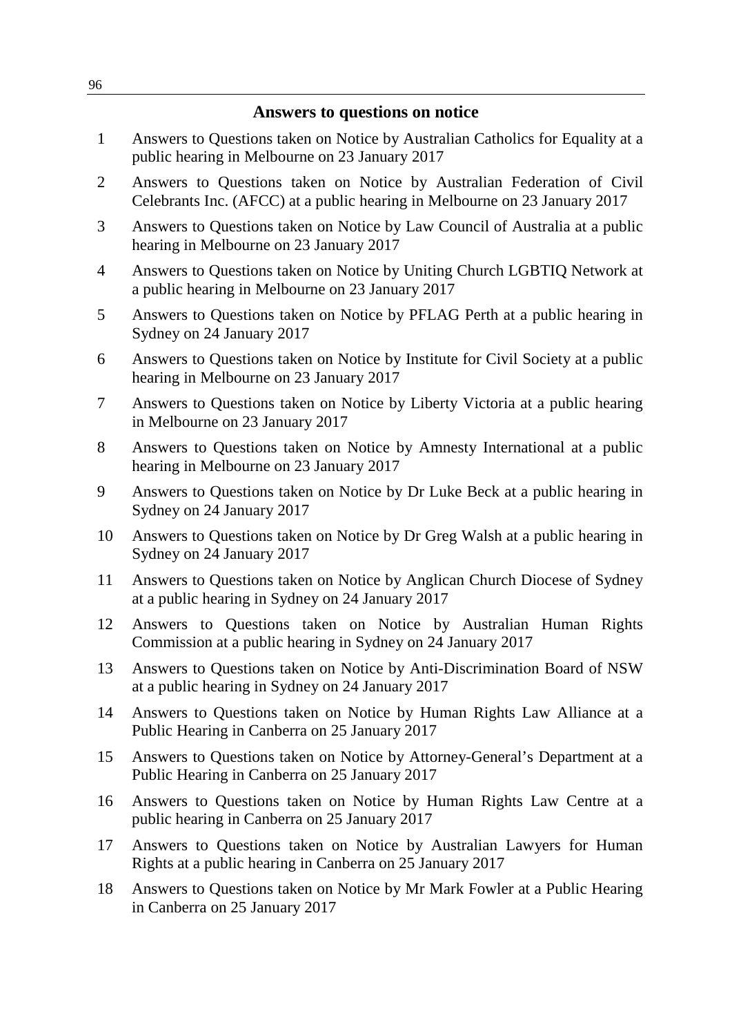## Answers to questions on notice

1. Answers to Questions taken on Notice by Australian Catholics for Equality at a public hearing in Melbourne on 23 January 2017
2. Answers to Questions taken on Notice by Australian Federation of Civil Celebrants Inc. (AFCC) at a public hearing in Melbourne on 23 January 2017
3. Answers to Questions taken on Notice by Law Council of Australia at a public hearing in Melbourne on 23 January 2017
4. Answers to Questions taken on Notice by Uniting Church LGBTIQ Network at a public hearing in Melbourne on 23 January 2017
5. Answers to Questions taken on Notice by PFLAG Perth at a public hearing in Sydney on 24 January 2017
6. Answers to Questions taken on Notice by Institute for Civil Society at a public hearing in Melbourne on 23 January 2017
7. Answers to Questions taken on Notice by Liberty Victoria at a public hearing in Melbourne on 23 January 2017
8. Answers to Questions taken on Notice by Amnesty International at a public hearing in Melbourne on 23 January 2017
9. Answers to Questions taken on Notice by Dr Luke Beck at a public hearing in Sydney on 24 January 2017
10. Answers to Questions taken on Notice by Dr Greg Walsh at a public hearing in Sydney on 24 January 2017
11. Answers to Questions taken on Notice by Anglican Church Diocese of Sydney at a public hearing in Sydney on 24 January 2017
12. Answers to Questions taken on Notice by Australian Human Rights Commission at a public hearing in Sydney on 24 January 2017
13. Answers to Questions taken on Notice by Anti-Discrimination Board of NSW at a public hearing in Sydney on 24 January 2017
14. Answers to Questions taken on Notice by Human Rights Law Alliance at a Public Hearing in Canberra on 25 January 2017
15. Answers to Questions taken on Notice by Attorney-General's Department at a Public Hearing in Canberra on 25 January 2017
16. Answers to Questions taken on Notice by Human Rights Law Centre at a public hearing in Canberra on 25 January 2017
17. Answers to Questions taken on Notice by Australian Lawyers for Human Rights at a public hearing in Canberra on 25 January 2017
18. Answers to Questions taken on Notice by Mr Mark Fowler at a Public Hearing in Canberra on 25 January 2017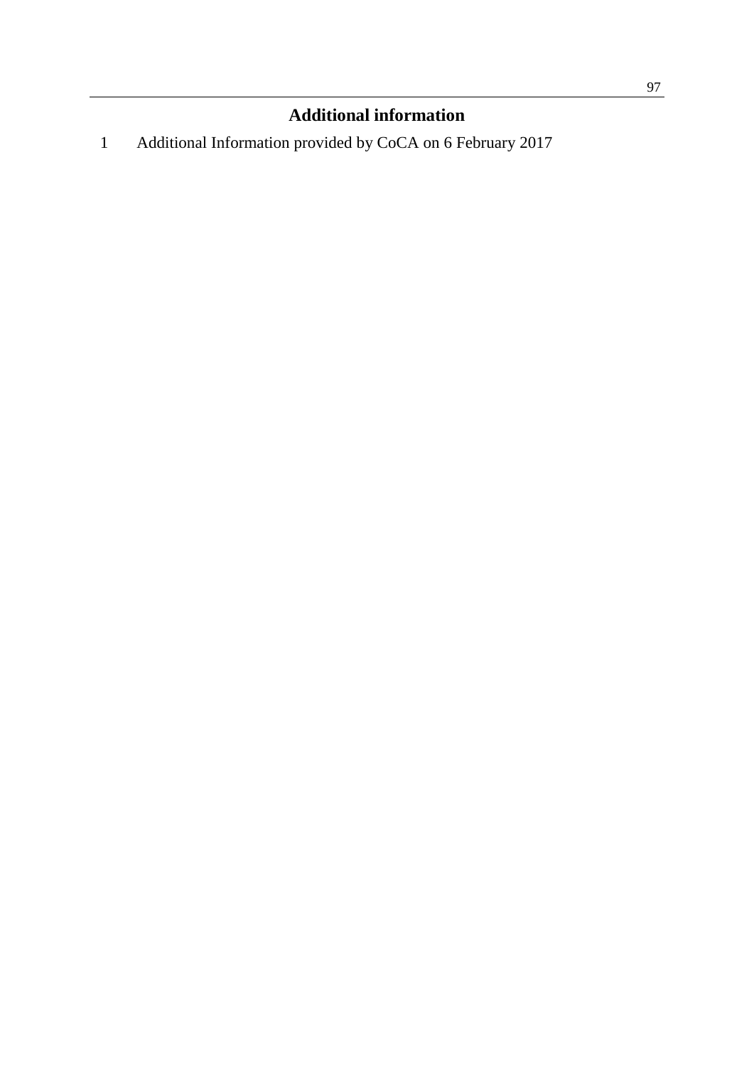# Additional information

1 Additional Information provided by CoCA on 6 February 2017